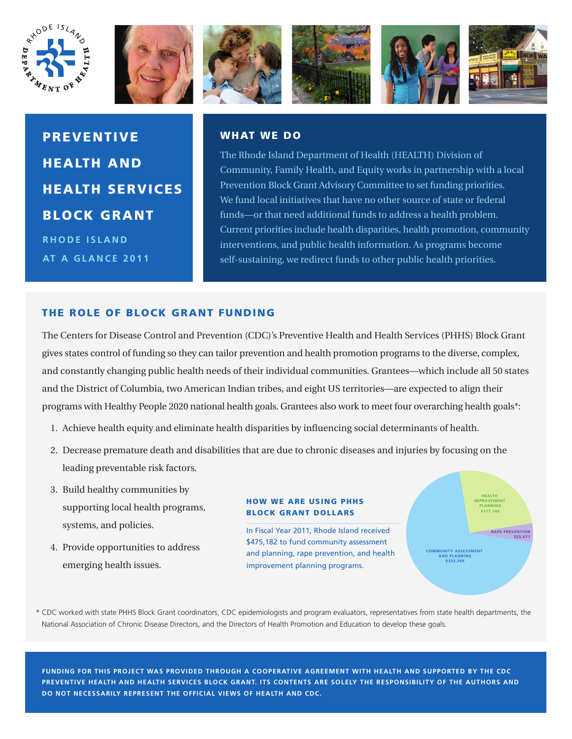# PREVENTIVE HEALTH AND HEALTH SERVICES BLOCK GRANT

## RHODE ISLAND AT A GLANCE 2011

## WHAT WE DO

The Rhode Island Department of Health (HEALTH) Division of Community, Family Health, and Equity works in partnership with a local Prevention Block Grant Advisory Committee to set funding priorities. We fund local initiatives that have no other source of state or federal funds—or that need additional funds to address a health problem. Current priorities include health disparities, health promotion, community interventions, and public health information. As programs become self-sustaining, we redirect funds to other public health priorities.

## THE ROLE OF BLOCK GRANT FUNDING

The Centers for Disease Control and Prevention (CDC)'s Preventive Health and Health Services (PHHS) Block Grant gives states control of funding so they can tailor prevention and health promotion programs to the diverse, complex, and constantly changing public health needs of their individual communities. Grantees—which include all 50 states and the District of Columbia, two American Indian tribes, and eight US territories—are expected to align their programs with Healthy People 2020 national health goals. Grantees also work to meet four overarching health goals*:

1. Achieve health equity and eliminate health disparities by influencing social determinants of health.
2. Decrease premature death and disabilities that are due to chronic diseases and injuries by focusing on the leading preventable risk factors.
3. Build healthy communities by supporting local health programs, systems, and policies.
4. Provide opportunities to address emerging health issues.

### HOW WE ARE USING PHHS BLOCK GRANT DOLLARS

In Fiscal Year 2011, Rhode Island received $475,182 to fund community assessment and planning, rape prevention, and health improvement planning programs.

- Health Improvement Planning: $117,142
- Rape Prevention: $25,671
- Community Assessment and Planning: $332,369

\* CDC worked with state PHHS Block Grant coordinators, CDC epidemiologists and program evaluators, representatives from state health departments, the National Association of Chronic Disease Directors, and the Directors of Health Promotion and Education to develop these goals.

**FUNDING FOR THIS PROJECT WAS PROVIDED THROUGH A COOPERATIVE AGREEMENT WITH HEALTH AND SUPPORTED BY THE CDC PREVENTIVE HEALTH AND HEALTH SERVICES BLOCK GRANT. ITS CONTENTS ARE SOLELY THE RESPONSIBILITY OF THE AUTHORS AND DO NOT NECESSARILY REPRESENT THE OFFICIAL VIEWS OF HEALTH AND CDC.**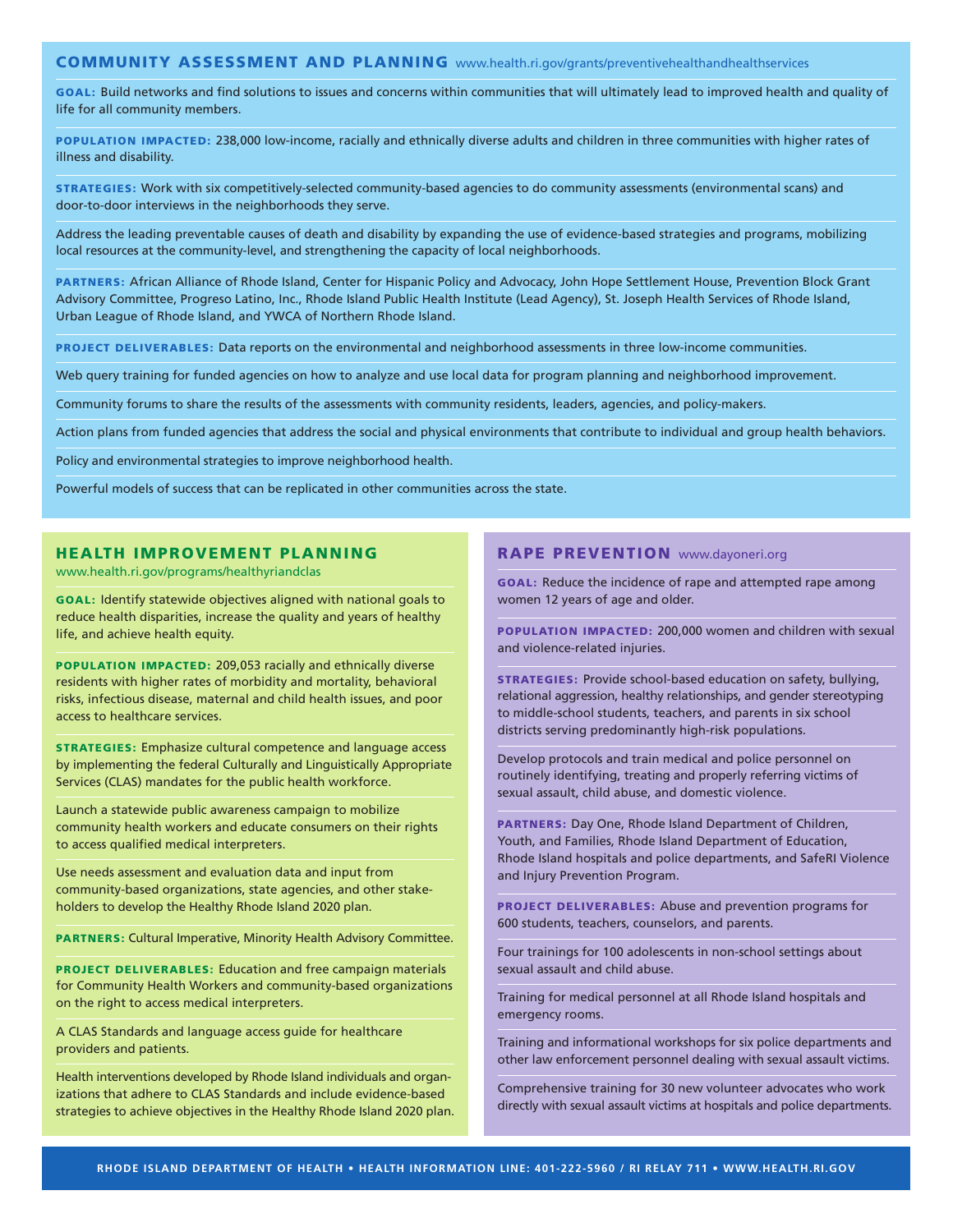## COMMUNITY ASSESSMENT AND PLANNING www.health.ri.gov/grants/preventivehealthandhealthservices

**GOAL:** Build networks and find solutions to issues and concerns within communities that will ultimately lead to improved health and quality of life for all community members.

**POPULATION IMPACTED:** 238,000 low-income, racially and ethnically diverse adults and children in three communities with higher rates of illness and disability.

**STRATEGIES:** Work with six competitively-selected community-based agencies to do community assessments (environmental scans) and door-to-door interviews in the neighborhoods they serve.

Address the leading preventable causes of death and disability by expanding the use of evidence-based strategies and programs, mobilizing local resources at the community-level, and strengthening the capacity of local neighborhoods.

**PARTNERS:** African Alliance of Rhode Island, Center for Hispanic Policy and Advocacy, John Hope Settlement House, Prevention Block Grant Advisory Committee, Progreso Latino, Inc., Rhode Island Public Health Institute (Lead Agency), St. Joseph Health Services of Rhode Island, Urban League of Rhode Island, and YWCA of Northern Rhode Island.

**PROJECT DELIVERABLES:** Data reports on the environmental and neighborhood assessments in three low-income communities.

Web query training for funded agencies on how to analyze and use local data for program planning and neighborhood improvement.

Community forums to share the results of the assessments with community residents, leaders, agencies, and policy-makers.

Action plans from funded agencies that address the social and physical environments that contribute to individual and group health behaviors.

Policy and environmental strategies to improve neighborhood health.

Powerful models of success that can be replicated in other communities across the state.

## HEALTH IMPROVEMENT PLANNING

www.health.ri.gov/programs/healthyriandclas

**GOAL:** Identify statewide objectives aligned with national goals to reduce health disparities, increase the quality and years of healthy life, and achieve health equity.

**POPULATION IMPACTED:** 209,053 racially and ethnically diverse residents with higher rates of morbidity and mortality, behavioral risks, infectious disease, maternal and child health issues, and poor access to healthcare services.

**STRATEGIES:** Emphasize cultural competence and language access by implementing the federal Culturally and Linguistically Appropriate Services (CLAS) mandates for the public health workforce.

Launch a statewide public awareness campaign to mobilize community health workers and educate consumers on their rights to access qualified medical interpreters.

Use needs assessment and evaluation data and input from community-based organizations, state agencies, and other stakeholders to develop the Healthy Rhode Island 2020 plan.

**PARTNERS:** Cultural Imperative, Minority Health Advisory Committee.

**PROJECT DELIVERABLES:** Education and free campaign materials for Community Health Workers and community-based organizations on the right to access medical interpreters.

A CLAS Standards and language access guide for healthcare providers and patients.

Health interventions developed by Rhode Island individuals and organizations that adhere to CLAS Standards and include evidence-based strategies to achieve objectives in the Healthy Rhode Island 2020 plan.

## RAPE PREVENTION www.dayoneri.org

**GOAL:** Reduce the incidence of rape and attempted rape among women 12 years of age and older.

**POPULATION IMPACTED:** 200,000 women and children with sexual and violence-related injuries.

**STRATEGIES:** Provide school-based education on safety, bullying, relational aggression, healthy relationships, and gender stereotyping to middle-school students, teachers, and parents in six school districts serving predominantly high-risk populations.

Develop protocols and train medical and police personnel on routinely identifying, treating and properly referring victims of sexual assault, child abuse, and domestic violence.

**PARTNERS:** Day One, Rhode Island Department of Children, Youth, and Families, Rhode Island Department of Education, Rhode Island hospitals and police departments, and SafeRI Violence and Injury Prevention Program.

**PROJECT DELIVERABLES:** Abuse and prevention programs for 600 students, teachers, counselors, and parents.

Four trainings for 100 adolescents in non-school settings about sexual assault and child abuse.

Training for medical personnel at all Rhode Island hospitals and emergency rooms.

Training and informational workshops for six police departments and other law enforcement personnel dealing with sexual assault victims.

Comprehensive training for 30 new volunteer advocates who work directly with sexual assault victims at hospitals and police departments.

RHODE ISLAND DEPARTMENT OF HEALTH • HEALTH INFORMATION LINE: 401-222-5960 / RI RELAY 711 • WWW.HEALTH.RI.GOV